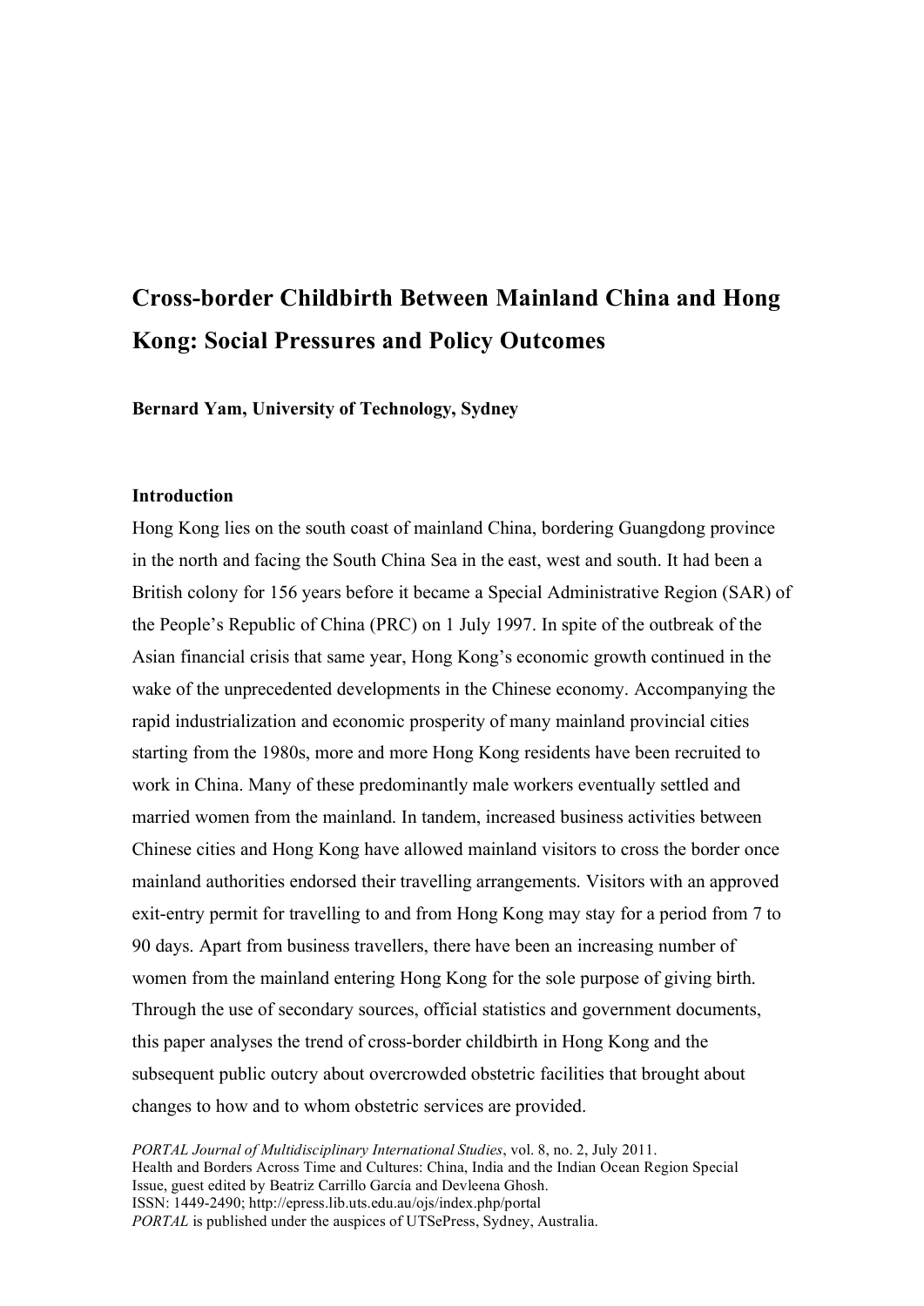# Cross-border Childbirth Between Mainland China and Hong Kong: Social Pressures and Policy Outcomes

**Bernard Yam, University of Technology, Sydney**

## Introduction

Hong Kong lies on the south coast of mainland China, bordering Guangdong province in the north and facing the South China Sea in the east, west and south. It had been a British colony for 156 years before it became a Special Administrative Region (SAR) of the People's Republic of China (PRC) on 1 July 1997. In spite of the outbreak of the Asian financial crisis that same year, Hong Kong's economic growth continued in the wake of the unprecedented developments in the Chinese economy. Accompanying the rapid industrialization and economic prosperity of many mainland provincial cities starting from the 1980s, more and more Hong Kong residents have been recruited to work in China. Many of these predominantly male workers eventually settled and married women from the mainland. In tandem, increased business activities between Chinese cities and Hong Kong have allowed mainland visitors to cross the border once mainland authorities endorsed their travelling arrangements. Visitors with an approved exit-entry permit for travelling to and from Hong Kong may stay for a period from 7 to 90 days. Apart from business travellers, there have been an increasing number of women from the mainland entering Hong Kong for the sole purpose of giving birth. Through the use of secondary sources, official statistics and government documents, this paper analyses the trend of cross-border childbirth in Hong Kong and the subsequent public outcry about overcrowded obstetric facilities that brought about changes to how and to whom obstetric services are provided.

*PORTAL Journal of Multidisciplinary International Studies*, vol. 8, no. 2, July 2011.
Health and Borders Across Time and Cultures: China, India and the Indian Ocean Region Special Issue, guest edited by Beatriz Carrillo García and Devleena Ghosh.
ISSN: 1449-2490; http://epress.lib.uts.edu.au/ojs/index.php/portal
*PORTAL* is published under the auspices of UTSePress, Sydney, Australia.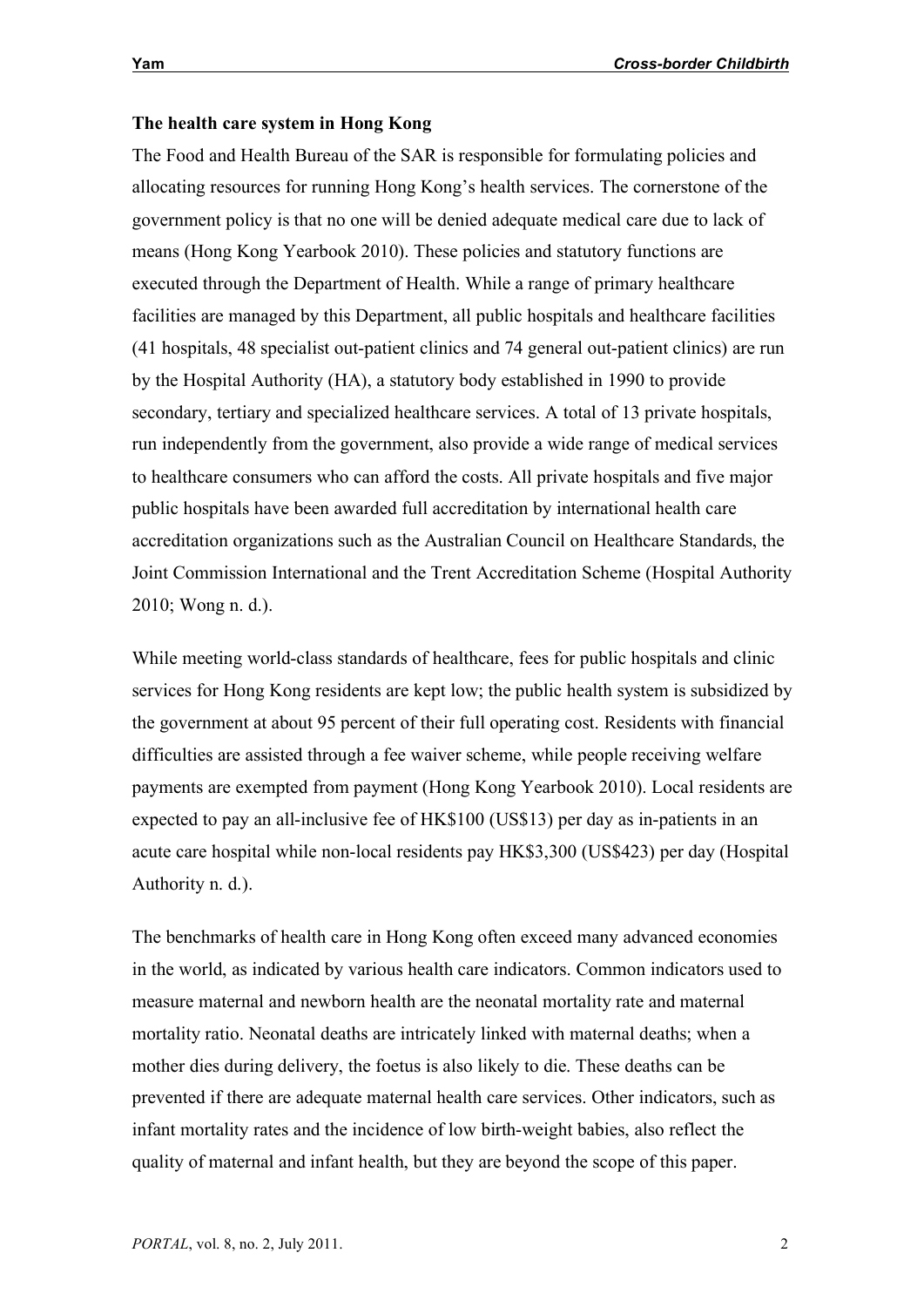**The health care system in Hong Kong**

The Food and Health Bureau of the SAR is responsible for formulating policies and allocating resources for running Hong Kong's health services. The cornerstone of the government policy is that no one will be denied adequate medical care due to lack of means (Hong Kong Yearbook 2010). These policies and statutory functions are executed through the Department of Health. While a range of primary healthcare facilities are managed by this Department, all public hospitals and healthcare facilities (41 hospitals, 48 specialist out-patient clinics and 74 general out-patient clinics) are run by the Hospital Authority (HA), a statutory body established in 1990 to provide secondary, tertiary and specialized healthcare services. A total of 13 private hospitals, run independently from the government, also provide a wide range of medical services to healthcare consumers who can afford the costs. All private hospitals and five major public hospitals have been awarded full accreditation by international health care accreditation organizations such as the Australian Council on Healthcare Standards, the Joint Commission International and the Trent Accreditation Scheme (Hospital Authority 2010; Wong n. d.).

While meeting world-class standards of healthcare, fees for public hospitals and clinic services for Hong Kong residents are kept low; the public health system is subsidized by the government at about 95 percent of their full operating cost. Residents with financial difficulties are assisted through a fee waiver scheme, while people receiving welfare payments are exempted from payment (Hong Kong Yearbook 2010). Local residents are expected to pay an all-inclusive fee of HK$100 (US$13) per day as in-patients in an acute care hospital while non-local residents pay HK$3,300 (US$423) per day (Hospital Authority n. d.).

The benchmarks of health care in Hong Kong often exceed many advanced economies in the world, as indicated by various health care indicators. Common indicators used to measure maternal and newborn health are the neonatal mortality rate and maternal mortality ratio. Neonatal deaths are intricately linked with maternal deaths; when a mother dies during delivery, the foetus is also likely to die. These deaths can be prevented if there are adequate maternal health care services. Other indicators, such as infant mortality rates and the incidence of low birth-weight babies, also reflect the quality of maternal and infant health, but they are beyond the scope of this paper.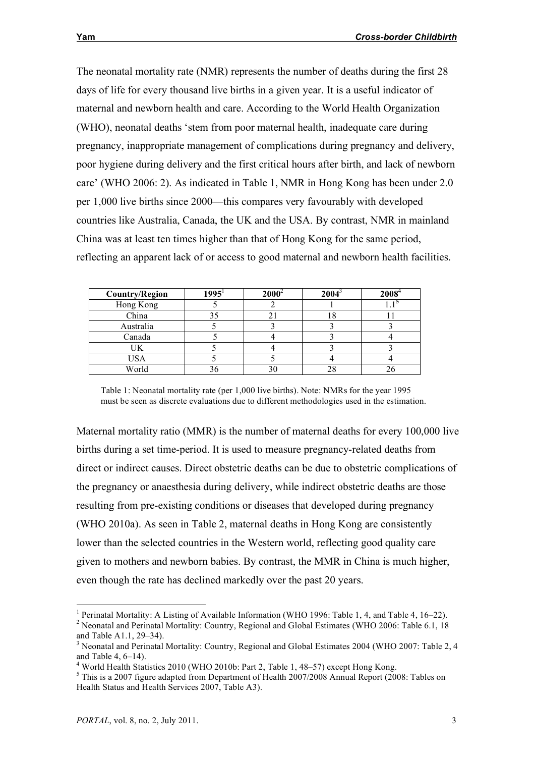The neonatal mortality rate (NMR) represents the number of deaths during the first 28 days of life for every thousand live births in a given year. It is a useful indicator of maternal and newborn health and care. According to the World Health Organization (WHO), neonatal deaths 'stem from poor maternal health, inadequate care during pregnancy, inappropriate management of complications during pregnancy and delivery, poor hygiene during delivery and the first critical hours after birth, and lack of newborn care' (WHO 2006: 2). As indicated in Table 1, NMR in Hong Kong has been under 2.0 per 1,000 live births since 2000—this compares very favourably with developed countries like Australia, Canada, the UK and the USA. By contrast, NMR in mainland China was at least ten times higher than that of Hong Kong for the same period, reflecting an apparent lack of or access to good maternal and newborn health facilities.

| Country/Region | 1995[1] | 2000[2] | 2004[3] | 2008[4] |
|---|---|---|---|---|
| Hong Kong | 5 | 2 | 1 | 1.1[5] |
| China | 35 | 21 | 18 | 11 |
| Australia | 5 | 3 | 3 | 3 |
| Canada | 5 | 4 | 3 | 4 |
| UK | 5 | 4 | 3 | 3 |
| USA | 5 | 5 | 4 | 4 |
| World | 36 | 30 | 28 | 26 |

Table 1: Neonatal mortality rate (per 1,000 live births). Note: NMRs for the year 1995 must be seen as discrete evaluations due to different methodologies used in the estimation.

Maternal mortality ratio (MMR) is the number of maternal deaths for every 100,000 live births during a set time-period. It is used to measure pregnancy-related deaths from direct or indirect causes. Direct obstetric deaths can be due to obstetric complications of the pregnancy or anaesthesia during delivery, while indirect obstetric deaths are those resulting from pre-existing conditions or diseases that developed during pregnancy (WHO 2010a). As seen in Table 2, maternal deaths in Hong Kong are consistently lower than the selected countries in the Western world, reflecting good quality care given to mothers and newborn babies. By contrast, the MMR in China is much higher, even though the rate has declined markedly over the past 20 years.

---

[1] Perinatal Mortality: A Listing of Available Information (WHO 1996: Table 1, 4, and Table 4, 16–22).

[2] Neonatal and Perinatal Mortality: Country, Regional and Global Estimates (WHO 2006: Table 6.1, 18 and Table A1.1, 29–34).

[3] Neonatal and Perinatal Mortality: Country, Regional and Global Estimates 2004 (WHO 2007: Table 2, 4 and Table 4, 6–14).

[4] World Health Statistics 2010 (WHO 2010b: Part 2, Table 1, 48–57) except Hong Kong.

[5] This is a 2007 figure adapted from Department of Health 2007/2008 Annual Report (2008: Tables on Health Status and Health Services 2007, Table A3).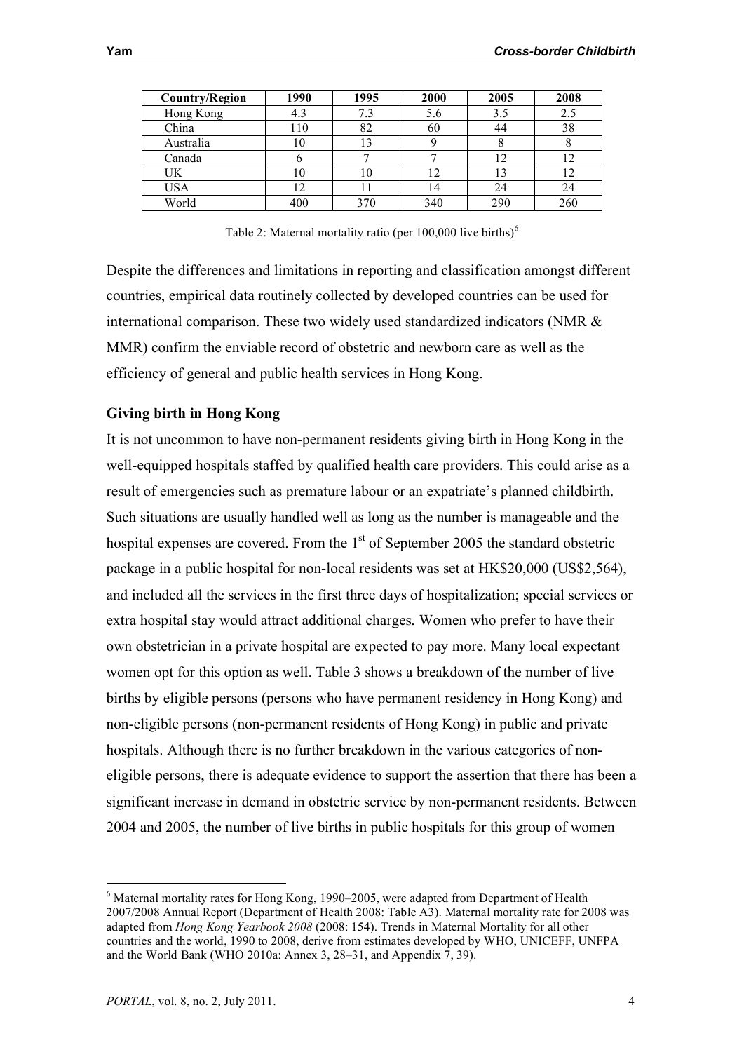| Country/Region | 1990 | 1995 | 2000 | 2005 | 2008 |
|---|---|---|---|---|---|
| Hong Kong | 4.3 | 7.3 | 5.6 | 3.5 | 2.5 |
| China | 110 | 82 | 60 | 44 | 38 |
| Australia | 10 | 13 | 9 | 8 | 8 |
| Canada | 6 | 7 | 7 | 12 | 12 |
| UK | 10 | 10 | 12 | 13 | 12 |
| USA | 12 | 11 | 14 | 24 | 24 |
| World | 400 | 370 | 340 | 290 | 260 |

Table 2: Maternal mortality ratio (per 100,000 live births)[6]

Despite the differences and limitations in reporting and classification amongst different countries, empirical data routinely collected by developed countries can be used for international comparison. These two widely used standardized indicators (NMR & MMR) confirm the enviable record of obstetric and newborn care as well as the efficiency of general and public health services in Hong Kong.

**Giving birth in Hong Kong**

It is not uncommon to have non-permanent residents giving birth in Hong Kong in the well-equipped hospitals staffed by qualified health care providers. This could arise as a result of emergencies such as premature labour or an expatriate's planned childbirth. Such situations are usually handled well as long as the number is manageable and the hospital expenses are covered. From the 1st of September 2005 the standard obstetric package in a public hospital for non-local residents was set at HK$20,000 (US$2,564), and included all the services in the first three days of hospitalization; special services or extra hospital stay would attract additional charges. Women who prefer to have their own obstetrician in a private hospital are expected to pay more. Many local expectant women opt for this option as well. Table 3 shows a breakdown of the number of live births by eligible persons (persons who have permanent residency in Hong Kong) and non-eligible persons (non-permanent residents of Hong Kong) in public and private hospitals. Although there is no further breakdown in the various categories of non-eligible persons, there is adequate evidence to support the assertion that there has been a significant increase in demand in obstetric service by non-permanent residents. Between 2004 and 2005, the number of live births in public hospitals for this group of women

---

[6] Maternal mortality rates for Hong Kong, 1990–2005, were adapted from Department of Health 2007/2008 Annual Report (Department of Health 2008: Table A3). Maternal mortality rate for 2008 was adapted from *Hong Kong Yearbook 2008* (2008: 154). Trends in Maternal Mortality for all other countries and the world, 1990 to 2008, derive from estimates developed by WHO, UNICEFF, UNFPA and the World Bank (WHO 2010a: Annex 3, 28–31, and Appendix 7, 39).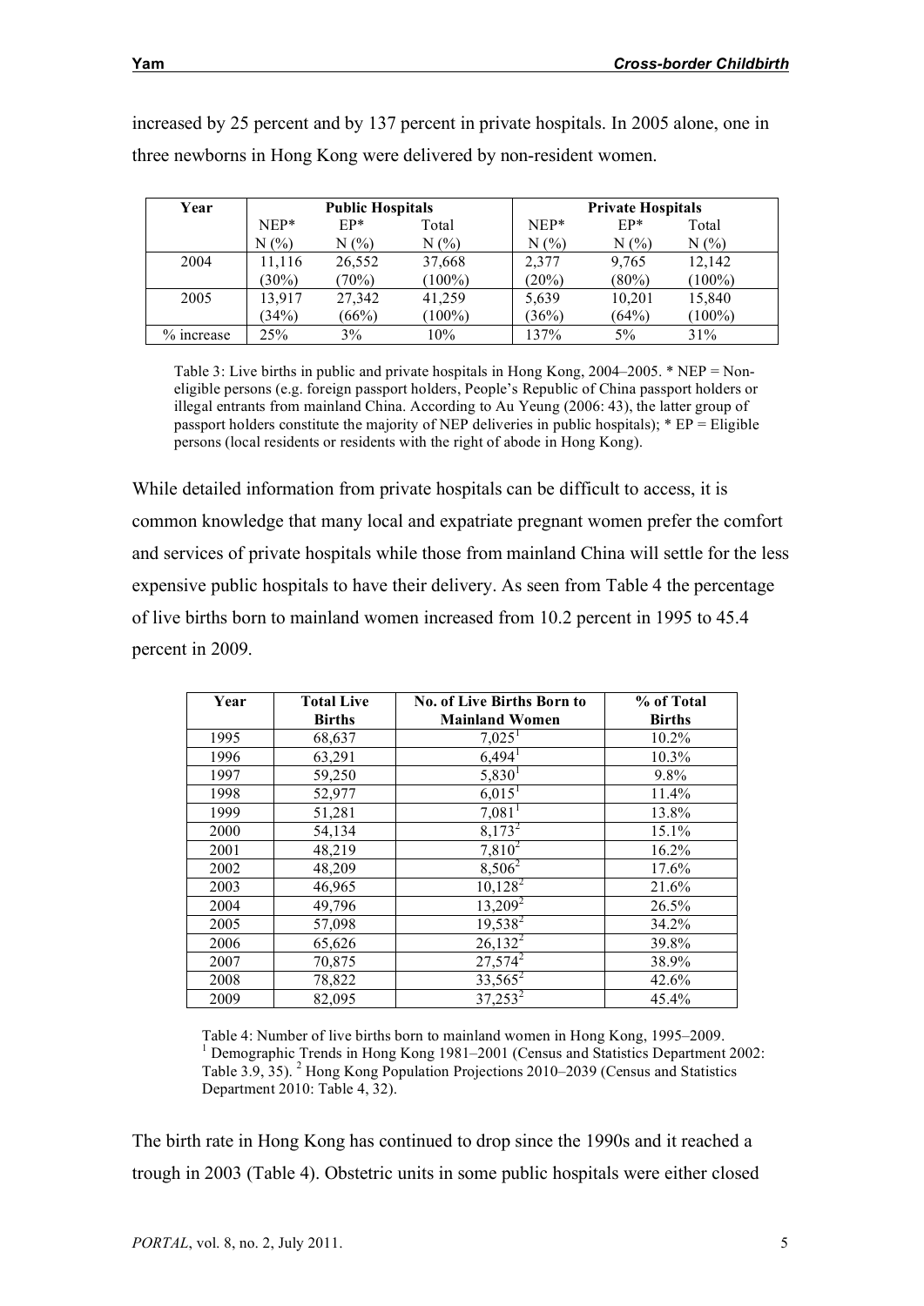increased by 25 percent and by 137 percent in private hospitals. In 2005 alone, one in three newborns in Hong Kong were delivered by non-resident women.

| Year | Public Hospitals | | | Private Hospitals | | |
|---|---|---|---|---|---|---|
| | NEP* N (%) | EP* N (%) | Total N (%) | NEP* N (%) | EP* N (%) | Total N (%) |
| 2004 | 11,116 (30%) | 26,552 (70%) | 37,668 (100%) | 2,377 (20%) | 9,765 (80%) | 12,142 (100%) |
| 2005 | 13,917 (34%) | 27,342 (66%) | 41,259 (100%) | 5,639 (36%) | 10,201 (64%) | 15,840 (100%) |
| % increase | 25% | 3% | 10% | 137% | 5% | 31% |

Table 3: Live births in public and private hospitals in Hong Kong, 2004–2005. * NEP = Non-eligible persons (e.g. foreign passport holders, People's Republic of China passport holders or illegal entrants from mainland China. According to Au Yeung (2006: 43), the latter group of passport holders constitute the majority of NEP deliveries in public hospitals); * EP = Eligible persons (local residents or residents with the right of abode in Hong Kong).

While detailed information from private hospitals can be difficult to access, it is common knowledge that many local and expatriate pregnant women prefer the comfort and services of private hospitals while those from mainland China will settle for the less expensive public hospitals to have their delivery. As seen from Table 4 the percentage of live births born to mainland women increased from 10.2 percent in 1995 to 45.4 percent in 2009.

| Year | Total Live Births | No. of Live Births Born to Mainland Women | % of Total Births |
|---|---|---|---|
| 1995 | 68,637 | 7,025[1] | 10.2% |
| 1996 | 63,291 | 6,494[1] | 10.3% |
| 1997 | 59,250 | 5,830[1] | 9.8% |
| 1998 | 52,977 | 6,015[1] | 11.4% |
| 1999 | 51,281 | 7,081[1] | 13.8% |
| 2000 | 54,134 | 8,173[2] | 15.1% |
| 2001 | 48,219 | 7,810[2] | 16.2% |
| 2002 | 48,209 | 8,506[2] | 17.6% |
| 2003 | 46,965 | 10,128[2] | 21.6% |
| 2004 | 49,796 | 13,209[2] | 26.5% |
| 2005 | 57,098 | 19,538[2] | 34.2% |
| 2006 | 65,626 | 26,132[2] | 39.8% |
| 2007 | 70,875 | 27,574[2] | 38.9% |
| 2008 | 78,822 | 33,565[2] | 42.6% |
| 2009 | 82,095 | 37,253[2] | 45.4% |

Table 4: Number of live births born to mainland women in Hong Kong, 1995–2009. [1] Demographic Trends in Hong Kong 1981–2001 (Census and Statistics Department 2002: Table 3.9, 35). [2] Hong Kong Population Projections 2010–2039 (Census and Statistics Department 2010: Table 4, 32).

The birth rate in Hong Kong has continued to drop since the 1990s and it reached a trough in 2003 (Table 4). Obstetric units in some public hospitals were either closed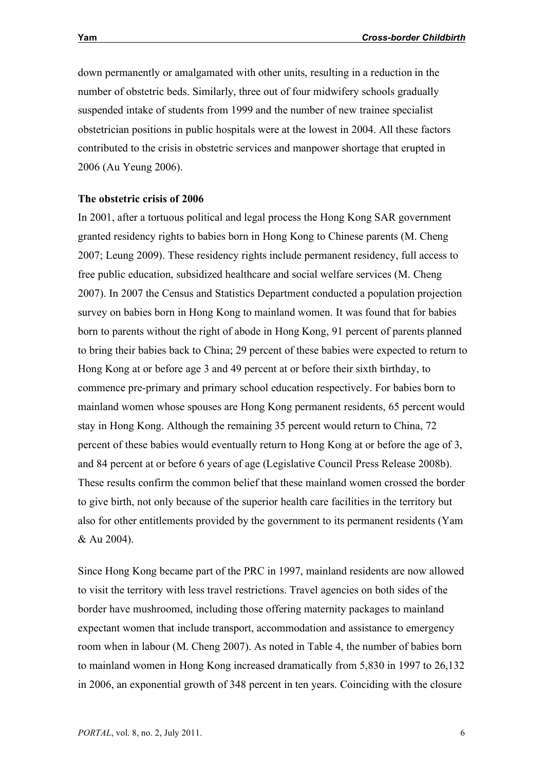down permanently or amalgamated with other units, resulting in a reduction in the number of obstetric beds. Similarly, three out of four midwifery schools gradually suspended intake of students from 1999 and the number of new trainee specialist obstetrician positions in public hospitals were at the lowest in 2004. All these factors contributed to the crisis in obstetric services and manpower shortage that erupted in 2006 (Au Yeung 2006).

**The obstetric crisis of 2006**

In 2001, after a tortuous political and legal process the Hong Kong SAR government granted residency rights to babies born in Hong Kong to Chinese parents (M. Cheng 2007; Leung 2009). These residency rights include permanent residency, full access to free public education, subsidized healthcare and social welfare services (M. Cheng 2007). In 2007 the Census and Statistics Department conducted a population projection survey on babies born in Hong Kong to mainland women. It was found that for babies born to parents without the right of abode in Hong Kong, 91 percent of parents planned to bring their babies back to China; 29 percent of these babies were expected to return to Hong Kong at or before age 3 and 49 percent at or before their sixth birthday, to commence pre-primary and primary school education respectively. For babies born to mainland women whose spouses are Hong Kong permanent residents, 65 percent would stay in Hong Kong. Although the remaining 35 percent would return to China, 72 percent of these babies would eventually return to Hong Kong at or before the age of 3, and 84 percent at or before 6 years of age (Legislative Council Press Release 2008b). These results confirm the common belief that these mainland women crossed the border to give birth, not only because of the superior health care facilities in the territory but also for other entitlements provided by the government to its permanent residents (Yam & Au 2004).

Since Hong Kong became part of the PRC in 1997, mainland residents are now allowed to visit the territory with less travel restrictions. Travel agencies on both sides of the border have mushroomed, including those offering maternity packages to mainland expectant women that include transport, accommodation and assistance to emergency room when in labour (M. Cheng 2007). As noted in Table 4, the number of babies born to mainland women in Hong Kong increased dramatically from 5,830 in 1997 to 26,132 in 2006, an exponential growth of 348 percent in ten years. Coinciding with the closure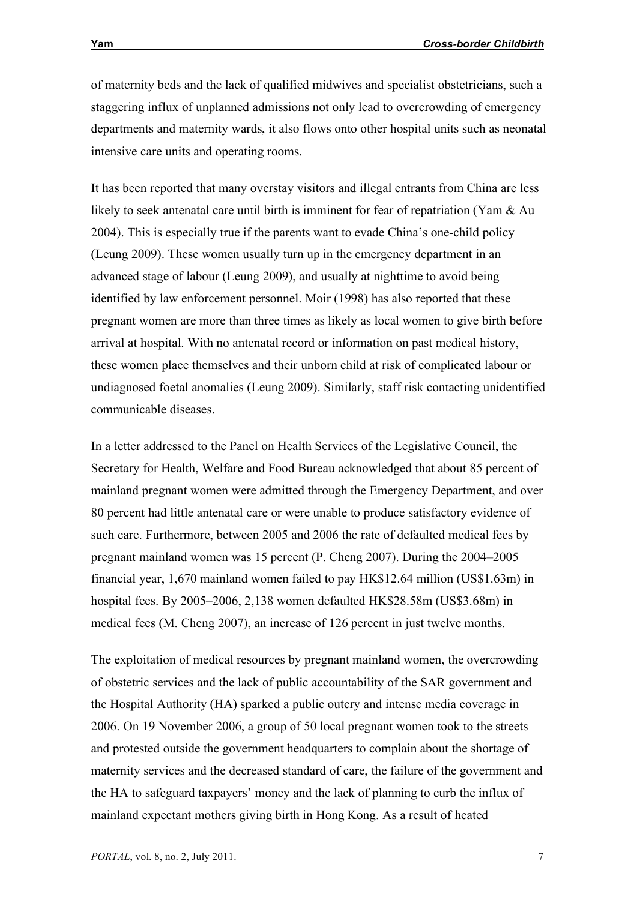of maternity beds and the lack of qualified midwives and specialist obstetricians, such a staggering influx of unplanned admissions not only lead to overcrowding of emergency departments and maternity wards, it also flows onto other hospital units such as neonatal intensive care units and operating rooms.

It has been reported that many overstay visitors and illegal entrants from China are less likely to seek antenatal care until birth is imminent for fear of repatriation (Yam & Au 2004). This is especially true if the parents want to evade China's one-child policy (Leung 2009). These women usually turn up in the emergency department in an advanced stage of labour (Leung 2009), and usually at nighttime to avoid being identified by law enforcement personnel. Moir (1998) has also reported that these pregnant women are more than three times as likely as local women to give birth before arrival at hospital. With no antenatal record or information on past medical history, these women place themselves and their unborn child at risk of complicated labour or undiagnosed foetal anomalies (Leung 2009). Similarly, staff risk contacting unidentified communicable diseases.

In a letter addressed to the Panel on Health Services of the Legislative Council, the Secretary for Health, Welfare and Food Bureau acknowledged that about 85 percent of mainland pregnant women were admitted through the Emergency Department, and over 80 percent had little antenatal care or were unable to produce satisfactory evidence of such care. Furthermore, between 2005 and 2006 the rate of defaulted medical fees by pregnant mainland women was 15 percent (P. Cheng 2007). During the 2004–2005 financial year, 1,670 mainland women failed to pay HK$12.64 million (US$1.63m) in hospital fees. By 2005–2006, 2,138 women defaulted HK$28.58m (US$3.68m) in medical fees (M. Cheng 2007), an increase of 126 percent in just twelve months.

The exploitation of medical resources by pregnant mainland women, the overcrowding of obstetric services and the lack of public accountability of the SAR government and the Hospital Authority (HA) sparked a public outcry and intense media coverage in 2006. On 19 November 2006, a group of 50 local pregnant women took to the streets and protested outside the government headquarters to complain about the shortage of maternity services and the decreased standard of care, the failure of the government and the HA to safeguard taxpayers' money and the lack of planning to curb the influx of mainland expectant mothers giving birth in Hong Kong. As a result of heated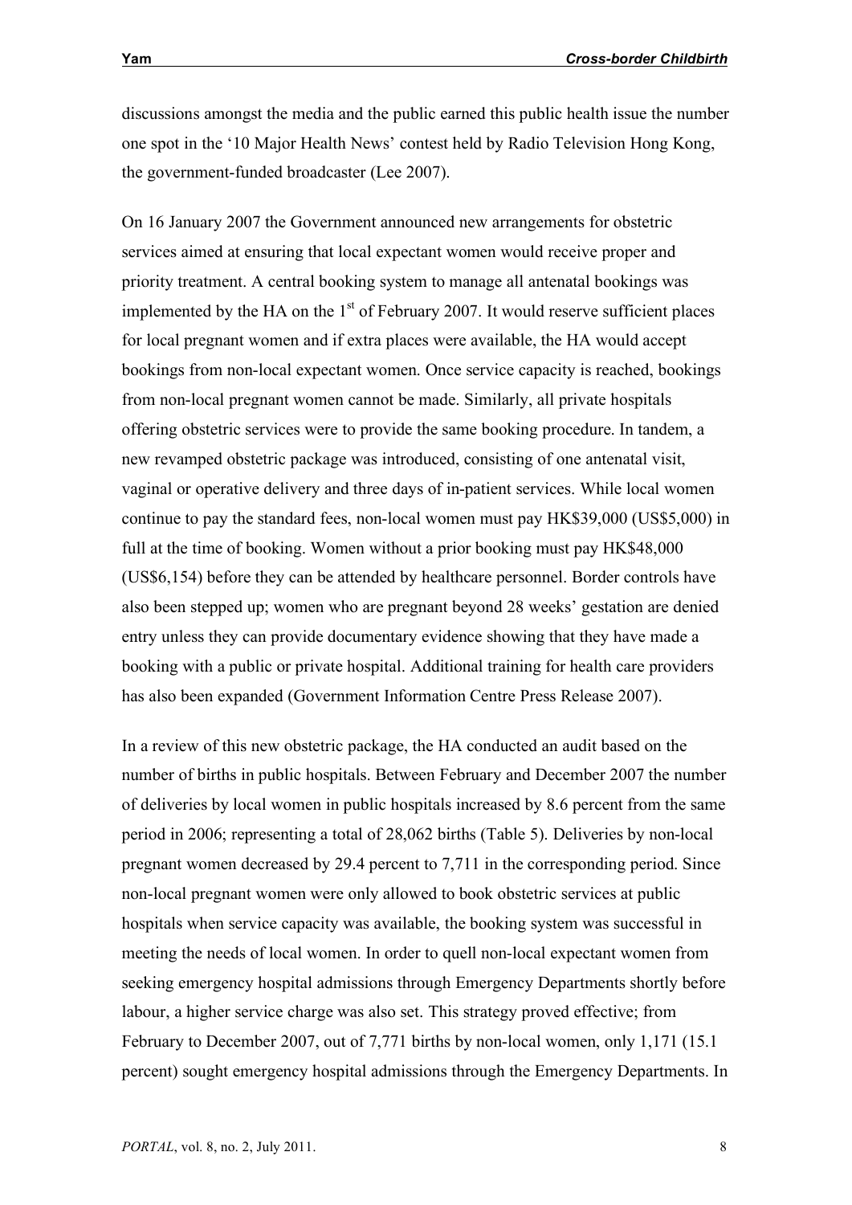discussions amongst the media and the public earned this public health issue the number one spot in the '10 Major Health News' contest held by Radio Television Hong Kong, the government-funded broadcaster (Lee 2007).

On 16 January 2007 the Government announced new arrangements for obstetric services aimed at ensuring that local expectant women would receive proper and priority treatment. A central booking system to manage all antenatal bookings was implemented by the HA on the 1st of February 2007. It would reserve sufficient places for local pregnant women and if extra places were available, the HA would accept bookings from non-local expectant women. Once service capacity is reached, bookings from non-local pregnant women cannot be made. Similarly, all private hospitals offering obstetric services were to provide the same booking procedure. In tandem, a new revamped obstetric package was introduced, consisting of one antenatal visit, vaginal or operative delivery and three days of in-patient services. While local women continue to pay the standard fees, non-local women must pay HK$39,000 (US$5,000) in full at the time of booking. Women without a prior booking must pay HK$48,000 (US$6,154) before they can be attended by healthcare personnel. Border controls have also been stepped up; women who are pregnant beyond 28 weeks' gestation are denied entry unless they can provide documentary evidence showing that they have made a booking with a public or private hospital. Additional training for health care providers has also been expanded (Government Information Centre Press Release 2007).

In a review of this new obstetric package, the HA conducted an audit based on the number of births in public hospitals. Between February and December 2007 the number of deliveries by local women in public hospitals increased by 8.6 percent from the same period in 2006; representing a total of 28,062 births (Table 5). Deliveries by non-local pregnant women decreased by 29.4 percent to 7,711 in the corresponding period. Since non-local pregnant women were only allowed to book obstetric services at public hospitals when service capacity was available, the booking system was successful in meeting the needs of local women. In order to quell non-local expectant women from seeking emergency hospital admissions through Emergency Departments shortly before labour, a higher service charge was also set. This strategy proved effective; from February to December 2007, out of 7,771 births by non-local women, only 1,171 (15.1 percent) sought emergency hospital admissions through the Emergency Departments. In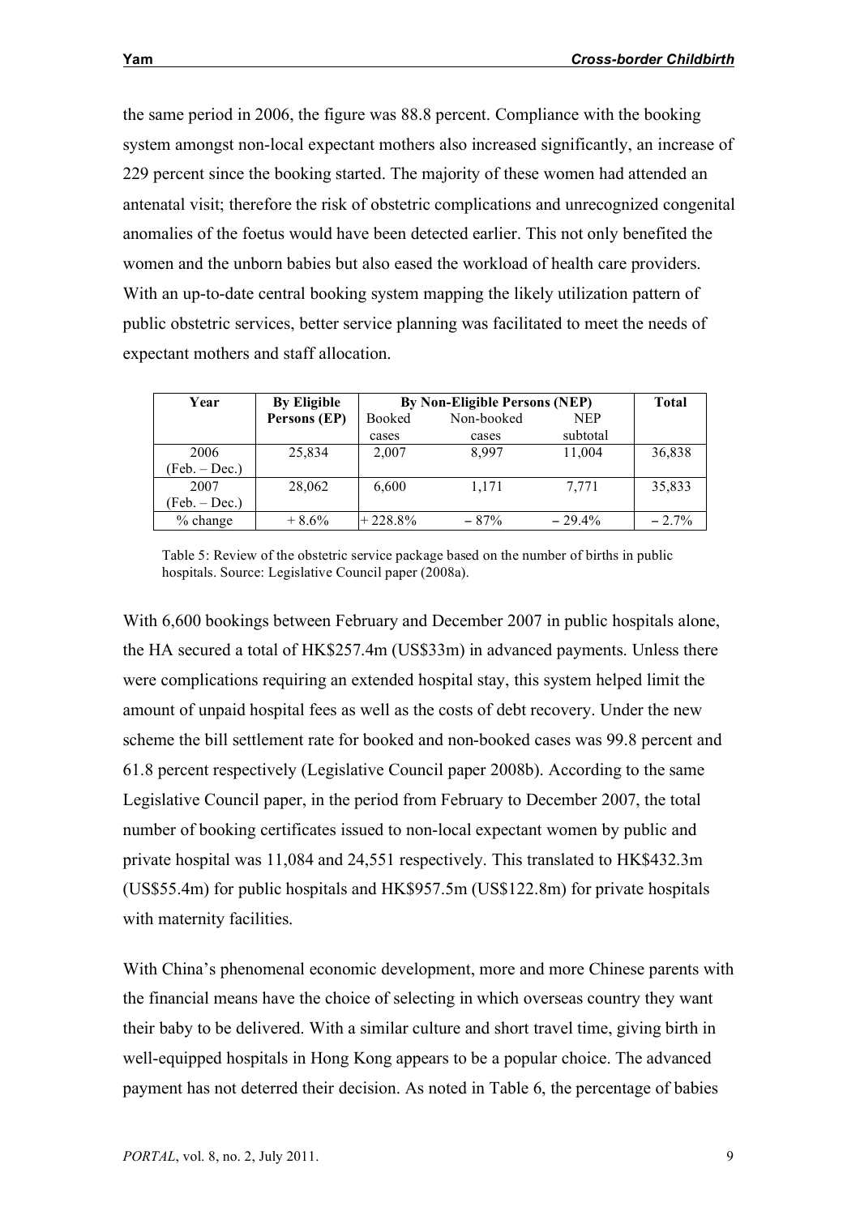the same period in 2006, the figure was 88.8 percent. Compliance with the booking system amongst non-local expectant mothers also increased significantly, an increase of 229 percent since the booking started. The majority of these women had attended an antenatal visit; therefore the risk of obstetric complications and unrecognized congenital anomalies of the foetus would have been detected earlier. This not only benefited the women and the unborn babies but also eased the workload of health care providers. With an up-to-date central booking system mapping the likely utilization pattern of public obstetric services, better service planning was facilitated to meet the needs of expectant mothers and staff allocation.

| Year | By Eligible Persons (EP) | By Non-Eligible Persons (NEP) | | | Total |
|---|---|---|---|---|---|
| | | Booked cases | Non-booked cases | NEP subtotal | |
| 2006 (Feb. – Dec.) | 25,834 | 2,007 | 8,997 | 11,004 | 36,838 |
| 2007 (Feb. – Dec.) | 28,062 | 6,600 | 1,171 | 7,771 | 35,833 |
| % change | + 8.6% | + 228.8% | – 87% | – 29.4% | – 2.7% |

Table 5: Review of the obstetric service package based on the number of births in public hospitals. Source: Legislative Council paper (2008a).

With 6,600 bookings between February and December 2007 in public hospitals alone, the HA secured a total of HK$257.4m (US$33m) in advanced payments. Unless there were complications requiring an extended hospital stay, this system helped limit the amount of unpaid hospital fees as well as the costs of debt recovery. Under the new scheme the bill settlement rate for booked and non-booked cases was 99.8 percent and 61.8 percent respectively (Legislative Council paper 2008b). According to the same Legislative Council paper, in the period from February to December 2007, the total number of booking certificates issued to non-local expectant women by public and private hospital was 11,084 and 24,551 respectively. This translated to HK$432.3m (US$55.4m) for public hospitals and HK$957.5m (US$122.8m) for private hospitals with maternity facilities.

With China's phenomenal economic development, more and more Chinese parents with the financial means have the choice of selecting in which overseas country they want their baby to be delivered. With a similar culture and short travel time, giving birth in well-equipped hospitals in Hong Kong appears to be a popular choice. The advanced payment has not deterred their decision. As noted in Table 6, the percentage of babies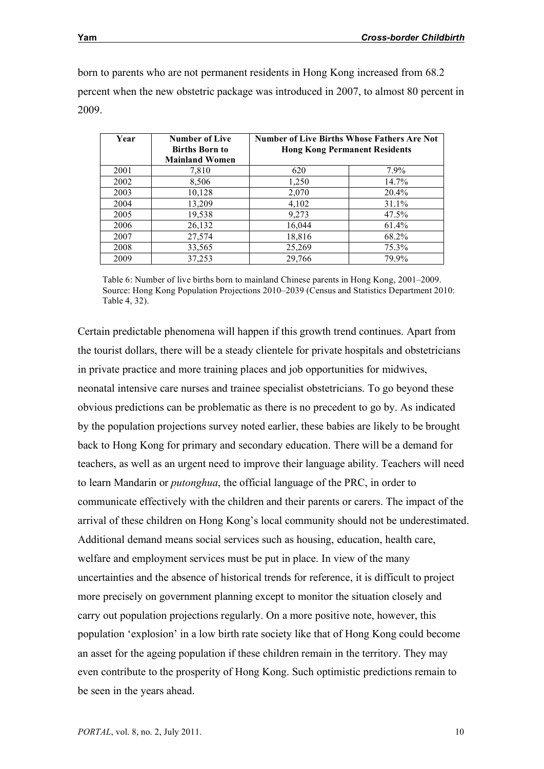born to parents who are not permanent residents in Hong Kong increased from 68.2 percent when the new obstetric package was introduced in 2007, to almost 80 percent in 2009.

| Year | Number of Live Births Born to Mainland Women | Number of Live Births Whose Fathers Are Not Hong Kong Permanent Residents | |
|---|---|---|---|
| 2001 | 7,810 | 620 | 7.9% |
| 2002 | 8,506 | 1,250 | 14.7% |
| 2003 | 10,128 | 2,070 | 20.4% |
| 2004 | 13,209 | 4,102 | 31.1% |
| 2005 | 19,538 | 9,273 | 47.5% |
| 2006 | 26,132 | 16,044 | 61.4% |
| 2007 | 27,574 | 18,816 | 68.2% |
| 2008 | 33,565 | 25,269 | 75.3% |
| 2009 | 37,253 | 29,766 | 79.9% |

Table 6: Number of live births born to mainland Chinese parents in Hong Kong, 2001–2009. Source: Hong Kong Population Projections 2010–2039 (Census and Statistics Department 2010: Table 4, 32).

Certain predictable phenomena will happen if this growth trend continues. Apart from the tourist dollars, there will be a steady clientele for private hospitals and obstetricians in private practice and more training places and job opportunities for midwives, neonatal intensive care nurses and trainee specialist obstetricians. To go beyond these obvious predictions can be problematic as there is no precedent to go by. As indicated by the population projections survey noted earlier, these babies are likely to be brought back to Hong Kong for primary and secondary education. There will be a demand for teachers, as well as an urgent need to improve their language ability. Teachers will need to learn Mandarin or *putonghua*, the official language of the PRC, in order to communicate effectively with the children and their parents or carers. The impact of the arrival of these children on Hong Kong's local community should not be underestimated. Additional demand means social services such as housing, education, health care, welfare and employment services must be put in place. In view of the many uncertainties and the absence of historical trends for reference, it is difficult to project more precisely on government planning except to monitor the situation closely and carry out population projections regularly. On a more positive note, however, this population 'explosion' in a low birth rate society like that of Hong Kong could become an asset for the ageing population if these children remain in the territory. They may even contribute to the prosperity of Hong Kong. Such optimistic predictions remain to be seen in the years ahead.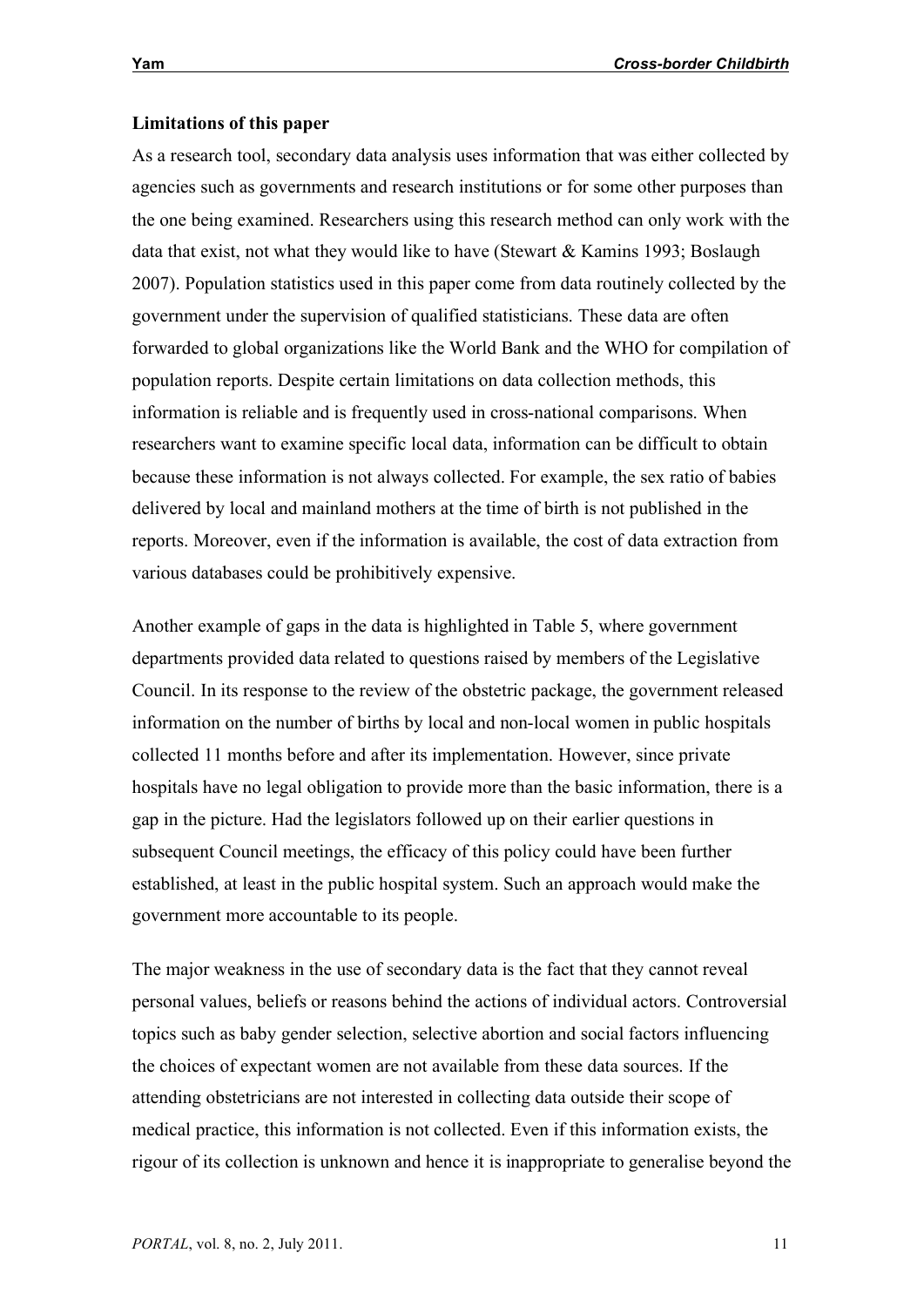**Limitations of this paper**

As a research tool, secondary data analysis uses information that was either collected by agencies such as governments and research institutions or for some other purposes than the one being examined. Researchers using this research method can only work with the data that exist, not what they would like to have (Stewart & Kamins 1993; Boslaugh 2007). Population statistics used in this paper come from data routinely collected by the government under the supervision of qualified statisticians. These data are often forwarded to global organizations like the World Bank and the WHO for compilation of population reports. Despite certain limitations on data collection methods, this information is reliable and is frequently used in cross-national comparisons. When researchers want to examine specific local data, information can be difficult to obtain because these information is not always collected. For example, the sex ratio of babies delivered by local and mainland mothers at the time of birth is not published in the reports. Moreover, even if the information is available, the cost of data extraction from various databases could be prohibitively expensive.

Another example of gaps in the data is highlighted in Table 5, where government departments provided data related to questions raised by members of the Legislative Council. In its response to the review of the obstetric package, the government released information on the number of births by local and non-local women in public hospitals collected 11 months before and after its implementation. However, since private hospitals have no legal obligation to provide more than the basic information, there is a gap in the picture. Had the legislators followed up on their earlier questions in subsequent Council meetings, the efficacy of this policy could have been further established, at least in the public hospital system. Such an approach would make the government more accountable to its people.

The major weakness in the use of secondary data is the fact that they cannot reveal personal values, beliefs or reasons behind the actions of individual actors. Controversial topics such as baby gender selection, selective abortion and social factors influencing the choices of expectant women are not available from these data sources. If the attending obstetricians are not interested in collecting data outside their scope of medical practice, this information is not collected. Even if this information exists, the rigour of its collection is unknown and hence it is inappropriate to generalise beyond the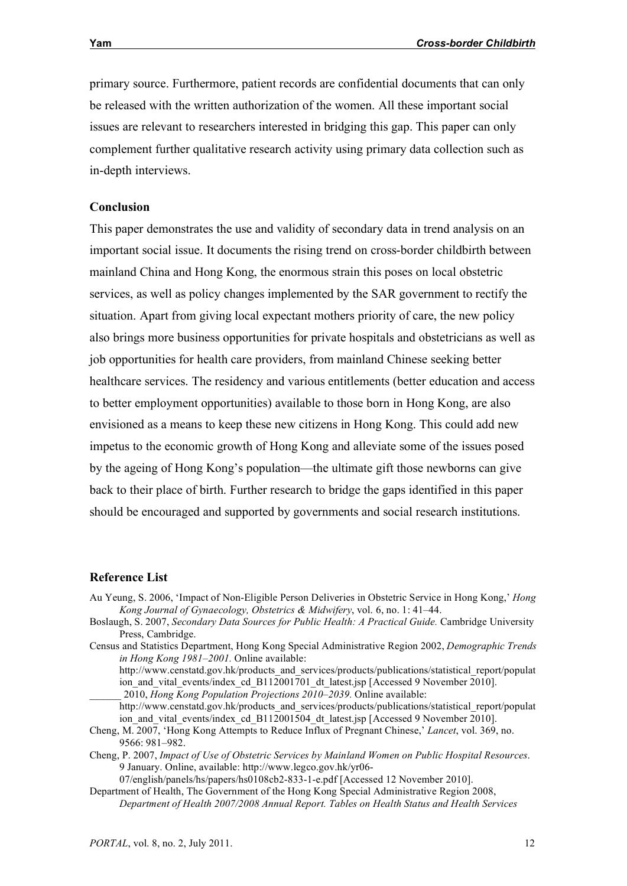primary source. Furthermore, patient records are confidential documents that can only be released with the written authorization of the women. All these important social issues are relevant to researchers interested in bridging this gap. This paper can only complement further qualitative research activity using primary data collection such as in-depth interviews.

## Conclusion

This paper demonstrates the use and validity of secondary data in trend analysis on an important social issue. It documents the rising trend on cross-border childbirth between mainland China and Hong Kong, the enormous strain this poses on local obstetric services, as well as policy changes implemented by the SAR government to rectify the situation. Apart from giving local expectant mothers priority of care, the new policy also brings more business opportunities for private hospitals and obstetricians as well as job opportunities for health care providers, from mainland Chinese seeking better healthcare services. The residency and various entitlements (better education and access to better employment opportunities) available to those born in Hong Kong, are also envisioned as a means to keep these new citizens in Hong Kong. This could add new impetus to the economic growth of Hong Kong and alleviate some of the issues posed by the ageing of Hong Kong's population—the ultimate gift those newborns can give back to their place of birth. Further research to bridge the gaps identified in this paper should be encouraged and supported by governments and social research institutions.

## Reference List

Au Yeung, S. 2006, 'Impact of Non-Eligible Person Deliveries in Obstetric Service in Hong Kong,' *Hong Kong Journal of Gynaecology, Obstetrics & Midwifery*, vol. 6, no. 1: 41–44.

Boslaugh, S. 2007, *Secondary Data Sources for Public Health: A Practical Guide.* Cambridge University Press, Cambridge.

Census and Statistics Department, Hong Kong Special Administrative Region 2002, *Demographic Trends in Hong Kong 1981–2001.* Online available: http://www.censtatd.gov.hk/products_and_services/products/publications/statistical_report/population_and_vital_events/index_cd_B112001701_dt_latest.jsp [Accessed 9 November 2010].

______ 2010, *Hong Kong Population Projections 2010–2039.* Online available: http://www.censtatd.gov.hk/products_and_services/products/publications/statistical_report/population_and_vital_events/index_cd_B112001504_dt_latest.jsp [Accessed 9 November 2010].

Cheng, M. 2007, 'Hong Kong Attempts to Reduce Influx of Pregnant Chinese,' *Lancet*, vol. 369, no. 9566: 981–982.

Cheng, P. 2007, *Impact of Use of Obstetric Services by Mainland Women on Public Hospital Resources*. 9 January. Online, available: http://www.legco.gov.hk/yr06-07/english/panels/hs/papers/hs0108cb2-833-1-e.pdf [Accessed 12 November 2010].

Department of Health, The Government of the Hong Kong Special Administrative Region 2008, *Department of Health 2007/2008 Annual Report. Tables on Health Status and Health Services*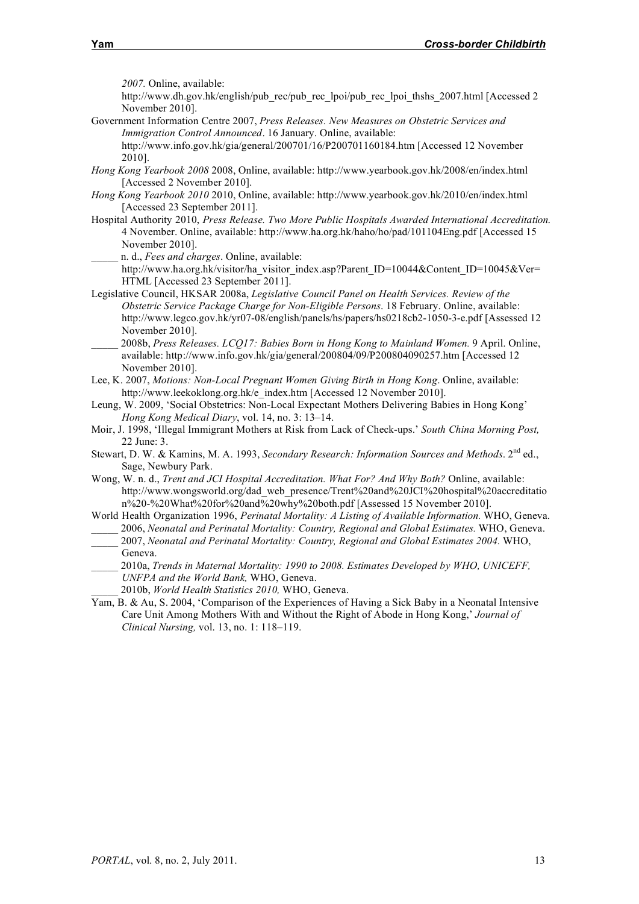*2007.* Online, available: http://www.dh.gov.hk/english/pub_rec/pub_rec_lpoi/pub_rec_lpoi_thshs_2007.html [Accessed 2 November 2010].

Government Information Centre 2007, *Press Releases. New Measures on Obstetric Services and Immigration Control Announced*. 16 January. Online, available: http://www.info.gov.hk/gia/general/200701/16/P200701160184.htm [Accessed 12 November 2010].

*Hong Kong Yearbook 2008* 2008, Online, available: http://www.yearbook.gov.hk/2008/en/index.html [Accessed 2 November 2010].

*Hong Kong Yearbook 2010* 2010, Online, available: http://www.yearbook.gov.hk/2010/en/index.html [Accessed 23 September 2011].

Hospital Authority 2010, *Press Release. Two More Public Hospitals Awarded International Accreditation.* 4 November. Online, available: http://www.ha.org.hk/haho/ho/pad/101104Eng.pdf [Accessed 15 November 2010].

_____ n. d., *Fees and charges*. Online, available: http://www.ha.org.hk/visitor/ha_visitor_index.asp?Parent_ID=10044&Content_ID=10045&Ver=HTML [Accessed 23 September 2011].

Legislative Council, HKSAR 2008a, *Legislative Council Panel on Health Services. Review of the Obstetric Service Package Charge for Non-Eligible Persons*. 18 February. Online, available: http://www.legco.gov.hk/yr07-08/english/panels/hs/papers/hs0218cb2-1050-3-e.pdf [Assessed 12 November 2010].

_____ 2008b, *Press Releases. LCQ17: Babies Born in Hong Kong to Mainland Women.* 9 April. Online, available: http://www.info.gov.hk/gia/general/200804/09/P200804090257.htm [Accessed 12 November 2010].

Lee, K. 2007, *Motions: Non-Local Pregnant Women Giving Birth in Hong Kong*. Online, available: http://www.leekoklong.org.hk/e_index.htm [Accessed 12 November 2010].

Leung, W. 2009, 'Social Obstetrics: Non-Local Expectant Mothers Delivering Babies in Hong Kong' *Hong Kong Medical Diary*, vol. 14, no. 3: 13–14.

Moir, J. 1998, 'Illegal Immigrant Mothers at Risk from Lack of Check-ups.' *South China Morning Post,* 22 June: 3.

Stewart, D. W. & Kamins, M. A. 1993, *Secondary Research: Information Sources and Methods*. 2nd ed., Sage, Newbury Park.

Wong, W. n. d., *Trent and JCI Hospital Accreditation. What For? And Why Both?* Online, available: http://www.wongsworld.org/dad_web_presence/Trent%20and%20JCI%20hospital%20accreditation%20-%20What%20for%20and%20why%20both.pdf [Assessed 15 November 2010].

World Health Organization 1996, *Perinatal Mortality: A Listing of Available Information.* WHO, Geneva.

_____ 2006, *Neonatal and Perinatal Mortality: Country, Regional and Global Estimates.* WHO, Geneva.

_____ 2007, *Neonatal and Perinatal Mortality: Country, Regional and Global Estimates 2004.* WHO, Geneva.

_____ 2010a, *Trends in Maternal Mortality: 1990 to 2008. Estimates Developed by WHO, UNICEFF, UNFPA and the World Bank,* WHO, Geneva.

_____ 2010b, *World Health Statistics 2010,* WHO, Geneva.

Yam, B. & Au, S. 2004, 'Comparison of the Experiences of Having a Sick Baby in a Neonatal Intensive Care Unit Among Mothers With and Without the Right of Abode in Hong Kong,' *Journal of Clinical Nursing,* vol. 13, no. 1: 118–119.